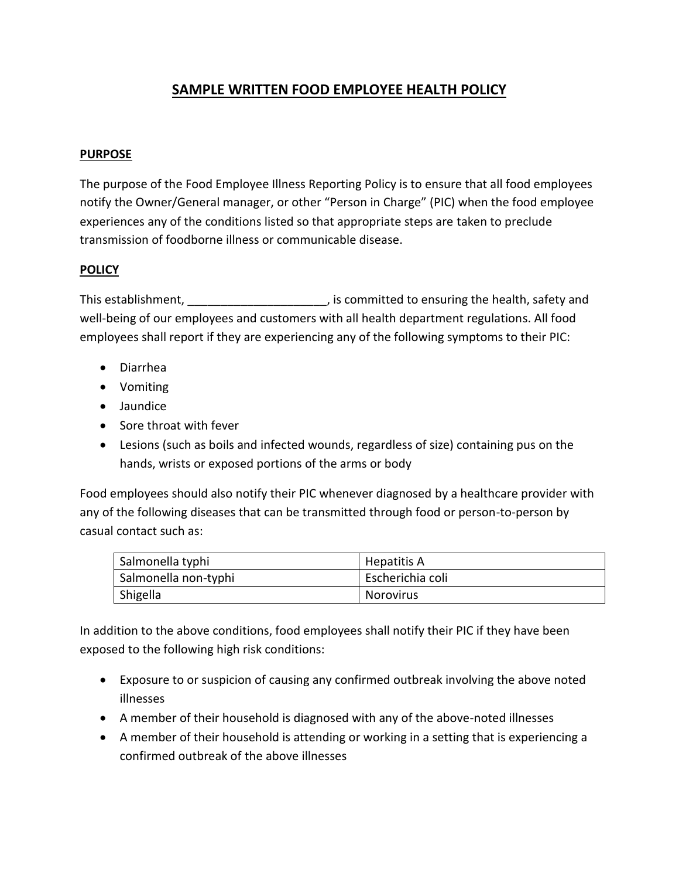# SAMPLE WRITTEN FOOD EMPLOYEE HEALTH POLICY

## PURPOSE

The purpose of the Food Employee Illness Reporting Policy is to ensure that all food employees notify the Owner/General manager, or other "Person in Charge" (PIC) when the food employee experiences any of the conditions listed so that appropriate steps are taken to preclude transmission of foodborne illness or communicable disease.

## POLICY

This establishment, _____________________, is committed to ensuring the health, safety and well-being of our employees and customers with all health department regulations. All food employees shall report if they are experiencing any of the following symptoms to their PIC:

- Diarrhea
- Vomiting
- Jaundice
- Sore throat with fever
- Lesions (such as boils and infected wounds, regardless of size) containing pus on the hands, wrists or exposed portions of the arms or body

Food employees should also notify their PIC whenever diagnosed by a healthcare provider with any of the following diseases that can be transmitted through food or person-to-person by casual contact such as:

| | |
|---|---|
| Salmonella typhi | Hepatitis A |
| Salmonella non-typhi | Escherichia coli |
| Shigella | Norovirus |

In addition to the above conditions, food employees shall notify their PIC if they have been exposed to the following high risk conditions:

- Exposure to or suspicion of causing any confirmed outbreak involving the above noted illnesses
- A member of their household is diagnosed with any of the above-noted illnesses
- A member of their household is attending or working in a setting that is experiencing a confirmed outbreak of the above illnesses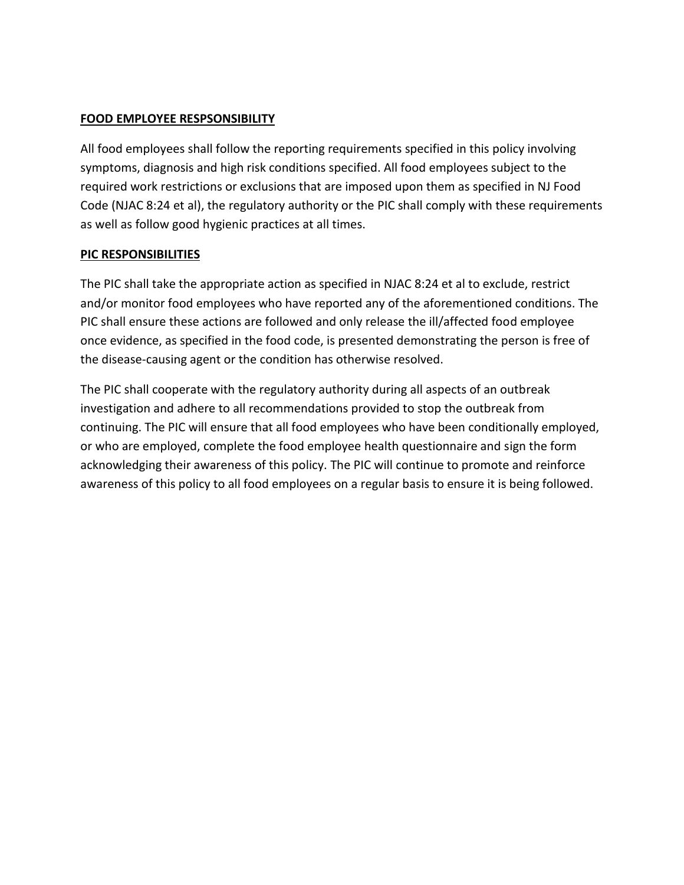**FOOD EMPLOYEE RESPSONSIBILITY**

All food employees shall follow the reporting requirements specified in this policy involving symptoms, diagnosis and high risk conditions specified. All food employees subject to the required work restrictions or exclusions that are imposed upon them as specified in NJ Food Code (NJAC 8:24 et al), the regulatory authority or the PIC shall comply with these requirements as well as follow good hygienic practices at all times.

**PIC RESPONSIBILITIES**

The PIC shall take the appropriate action as specified in NJAC 8:24 et al to exclude, restrict and/or monitor food employees who have reported any of the aforementioned conditions. The PIC shall ensure these actions are followed and only release the ill/affected food employee once evidence, as specified in the food code, is presented demonstrating the person is free of the disease-causing agent or the condition has otherwise resolved.

The PIC shall cooperate with the regulatory authority during all aspects of an outbreak investigation and adhere to all recommendations provided to stop the outbreak from continuing. The PIC will ensure that all food employees who have been conditionally employed, or who are employed, complete the food employee health questionnaire and sign the form acknowledging their awareness of this policy. The PIC will continue to promote and reinforce awareness of this policy to all food employees on a regular basis to ensure it is being followed.